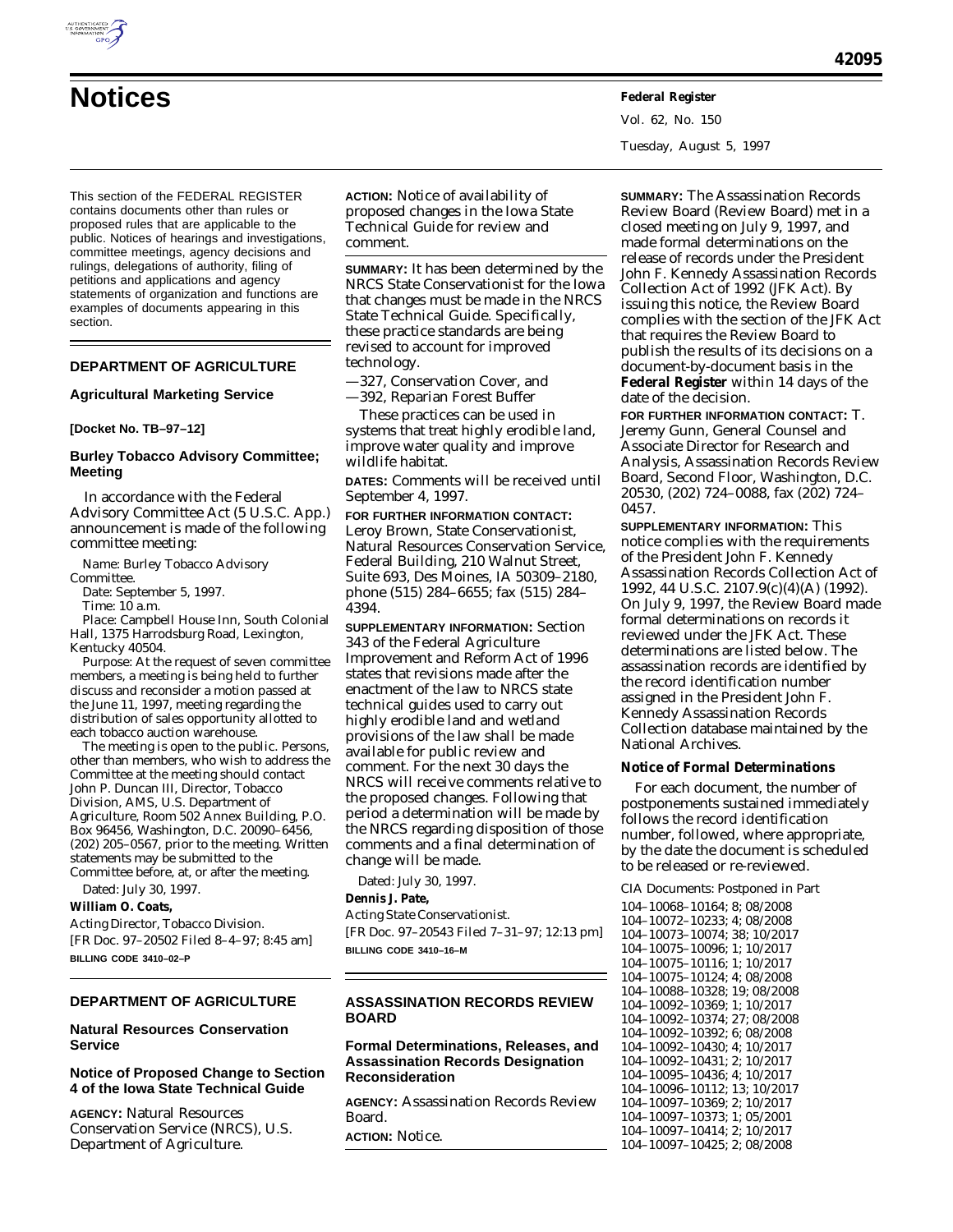# Notices

This section of the FEDERAL REGISTER contains documents other than rules or proposed rules that are applicable to the public. Notices of hearings and investigations, committee meetings, agency decisions and rulings, delegations of authority, filing of petitions and applications and agency statements of organization and functions are examples of documents appearing in this section.

## DEPARTMENT OF AGRICULTURE

### Agricultural Marketing Service

**[Docket No. TB–97–12]**

### Burley Tobacco Advisory Committee; Meeting

In accordance with the Federal Advisory Committee Act (5 U.S.C. App.) announcement is made of the following committee meeting:

Name: Burley Tobacco Advisory Committee.

Date: September 5, 1997.

Time: 10 a.m.

Place: Campbell House Inn, South Colonial Hall, 1375 Harrodsburg Road, Lexington, Kentucky 40504.

Purpose: At the request of seven committee members, a meeting is being held to further discuss and reconsider a motion passed at the June 11, 1997, meeting regarding the distribution of sales opportunity allotted to each tobacco auction warehouse.

The meeting is open to the public. Persons, other than members, who wish to address the Committee at the meeting should contact John P. Duncan III, Director, Tobacco Division, AMS, U.S. Department of Agriculture, Room 502 Annex Building, P.O. Box 96456, Washington, D.C. 20090–6456, (202) 205–0567, prior to the meeting. Written statements may be submitted to the Committee before, at, or after the meeting.

Dated: July 30, 1997.

**William O. Coats,**

*Acting Director, Tobacco Division.*

[FR Doc. 97–20502 Filed 8–4–97; 8:45 am]

**BILLING CODE 3410–02–P**

## DEPARTMENT OF AGRICULTURE

### Natural Resources Conservation Service

### Notice of Proposed Change to Section 4 of the Iowa State Technical Guide

**AGENCY:** Natural Resources Conservation Service (NRCS), U.S. Department of Agriculture.

**ACTION:** Notice of availability of proposed changes in the Iowa State Technical Guide for review and comment.

**SUMMARY:** It has been determined by the NRCS State Conservationist for the Iowa that changes must be made in the NRCS State Technical Guide. Specifically, these practice standards are being revised to account for improved technology.

—327, Conservation Cover, and
—392, Reparian Forest Buffer

These practices can be used in systems that treat highly erodible land, improve water quality and improve wildlife habitat.

**DATES:** Comments will be received until September 4, 1997.

**FOR FURTHER INFORMATION CONTACT:** Leroy Brown, State Conservationist, Natural Resources Conservation Service, Federal Building, 210 Walnut Street, Suite 693, Des Moines, IA 50309–2180, phone (515) 284–6655; fax (515) 284–4394.

**SUPPLEMENTARY INFORMATION:** Section 343 of the Federal Agriculture Improvement and Reform Act of 1996 states that revisions made after the enactment of the law to NRCS state technical guides used to carry out highly erodible land and wetland provisions of the law shall be made available for public review and comment. For the next 30 days the NRCS will receive comments relative to the proposed changes. Following that period a determination will be made by the NRCS regarding disposition of those comments and a final determination of change will be made.

Dated: July 30, 1997.

**Dennis J. Pate,**

*Acting State Conservationist.*

[FR Doc. 97–20543 Filed 7–31–97; 12:13 pm]

**BILLING CODE 3410–16–M**

## ASSASSINATION RECORDS REVIEW BOARD

### Formal Determinations, Releases, and Assassination Records Designation Reconsideration

**AGENCY:** Assassination Records Review Board.

**ACTION:** Notice.

**SUMMARY:** The Assassination Records Review Board (Review Board) met in a closed meeting on July 9, 1997, and made formal determinations on the release of records under the President John F. Kennedy Assassination Records Collection Act of 1992 (JFK Act). By issuing this notice, the Review Board complies with the section of the JFK Act that requires the Review Board to publish the results of its decisions on a document-by-document basis in the **Federal Register** within 14 days of the date of the decision.

**FOR FURTHER INFORMATION CONTACT:** T. Jeremy Gunn, General Counsel and Associate Director for Research and Analysis, Assassination Records Review Board, Second Floor, Washington, D.C. 20530, (202) 724–0088, fax (202) 724–0457.

**SUPPLEMENTARY INFORMATION:** This notice complies with the requirements of the President John F. Kennedy Assassination Records Collection Act of 1992, 44 U.S.C. 2107.9(c)(4)(A) (1992). On July 9, 1997, the Review Board made formal determinations on records it reviewed under the JFK Act. These determinations are listed below. The assassination records are identified by the record identification number assigned in the President John F. Kennedy Assassination Records Collection database maintained by the National Archives.

#### Notice of Formal Determinations

For each document, the number of postponements sustained immediately follows the record identification number, followed, where appropriate, by the date the document is scheduled to be released or re-reviewed.

CIA Documents: Postponed in Part

104–10068–10164; 8; 08/2008
104–10072–10233; 4; 08/2008
104–10073–10074; 38; 10/2017
104–10075–10096; 1; 10/2017
104–10075–10116; 1; 10/2017
104–10075–10124; 4; 08/2008
104–10088–10328; 19; 08/2008
104–10092–10369; 1; 10/2017
104–10092–10374; 27; 08/2008
104–10092–10392; 6; 08/2008
104–10092–10430; 4; 10/2017
104–10092–10431; 2; 10/2017
104–10095–10436; 4; 10/2017
104–10096–10112; 13; 10/2017
104–10097–10369; 2; 10/2017
104–10097–10373; 1; 05/2001
104–10097–10414; 2; 10/2017
104–10097–10425; 2; 08/2008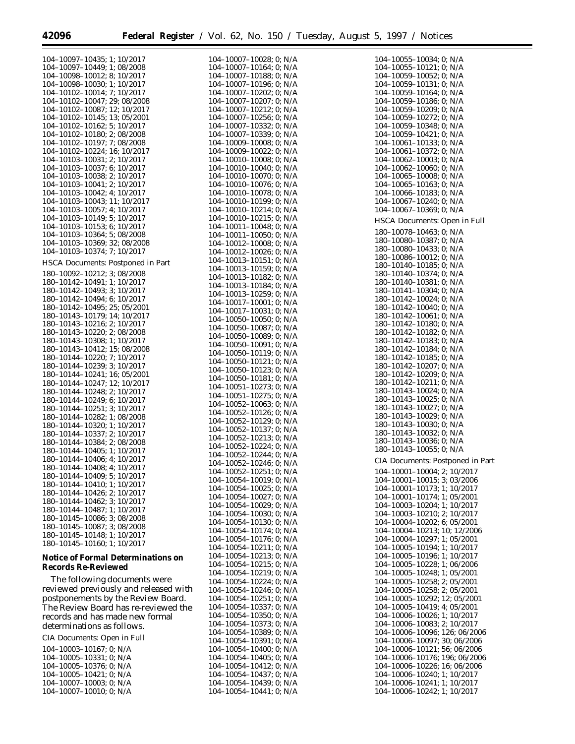104–10097–10435; 1; 10/2017
104–10097–10449; 1; 08/2008
104–10098–10012; 8; 10/2017
104–10098–10030; 1; 10/2017
104–10102–10014; 7; 10/2017
104–10102–10047; 29; 08/2008
104–10102–10087; 12; 10/2017
104–10102–10145; 13; 05/2001
104–10102–10162; 5; 10/2017
104–10102–10180; 2; 08/2008
104–10102–10197; 7; 08/2008
104–10102–10224; 16; 10/2017
104–10103–10031; 2; 10/2017
104–10103–10037; 6; 10/2017
104–10103–10038; 2; 10/2017
104–10103–10041; 2; 10/2017
104–10103–10042; 4; 10/2017
104–10103–10043; 11; 10/2017
104–10103–10057; 4; 10/2017
104–10103–10149; 5; 10/2017
104–10103–10153; 6; 10/2017
104–10103–10364; 5; 08/2008
104–10103–10369; 32; 08/2008
104–10103–10374; 7; 10/2017

HSCA Documents: Postponed in Part

180–10092–10212; 3; 08/2008
180–10142–10491; 1; 10/2017
180–10142–10493; 3; 10/2017
180–10142–10494; 6; 10/2017
180–10142–10495; 25; 05/2001
180–10143–10179; 14; 10/2017
180–10143–10216; 2; 10/2017
180–10143–10220; 2; 08/2008
180–10143–10308; 1; 10/2017
180–10143–10412; 15; 08/2008
180–10144–10220; 7; 10/2017
180–10144–10239; 3; 10/2017
180–10144–10241; 16; 05/2001
180–10144–10247; 12; 10/2017
180–10144–10248; 2; 10/2017
180–10144–10249; 6; 10/2017
180–10144–10251; 3; 10/2017
180–10144–10282; 1; 08/2008
180–10144–10320; 1; 10/2017
180–10144–10337; 2; 10/2017
180–10144–10384; 2; 08/2008
180–10144–10405; 1; 10/2017
180–10144–10406; 4; 10/2017
180–10144–10408; 4; 10/2017
180–10144–10409; 5; 10/2017
180–10144–10410; 1; 10/2017
180–10144–10426; 2; 10/2017
180–10144–10462; 3; 10/2017
180–10144–10487; 1; 10/2017
180–10145–10086; 3; 08/2008
180–10145–10087; 3; 08/2008
180–10145–10148; 1; 10/2017
180–10145–10160; 1; 10/2017

**Notice of Formal Determinations on Records Re-Reviewed**

The following documents were reviewed previously and released with postponements by the Review Board. The Review Board has re-reviewed the records and has made new formal determinations as follows.

CIA Documents: Open in Full

104–10003–10167; 0; N/A
104–10005–10331; 0; N/A
104–10005–10376; 0; N/A
104–10005–10421; 0; N/A
104–10007–10003; 0; N/A
104–10007–10010; 0; N/A
104–10007–10028; 0; N/A
104–10007–10164; 0; N/A
104–10007–10188; 0; N/A
104–10007–10196; 0; N/A
104–10007–10202; 0; N/A
104–10007–10207; 0; N/A
104–10007–10212; 0; N/A
104–10007–10256; 0; N/A
104–10007–10332; 0; N/A
104–10007–10339; 0; N/A
104–10009–10008; 0; N/A
104–10009–10022; 0; N/A
104–10010–10008; 0; N/A
104–10010–10040; 0; N/A
104–10010–10070; 0; N/A
104–10010–10076; 0; N/A
104–10010–10078; 0; N/A
104–10010–10199; 0; N/A
104–10010–10214; 0; N/A
104–10010–10215; 0; N/A
104–10011–10048; 0; N/A
104–10011–10050; 0; N/A
104–10012–10008; 0; N/A
104–10012–10026; 0; N/A
104–10013–10151; 0; N/A
104–10013–10159; 0; N/A
104–10013–10182; 0; N/A
104–10013–10184; 0; N/A
104–10013–10259; 0; N/A
104–10017–10001; 0; N/A
104–10017–10031; 0; N/A
104–10050–10050; 0; N/A
104–10050–10087; 0; N/A
104–10050–10089; 0; N/A
104–10050–10091; 0; N/A
104–10050–10119; 0; N/A
104–10050–10121; 0; N/A
104–10050–10123; 0; N/A
104–10050–10181; 0; N/A
104–10051–10273; 0; N/A
104–10051–10275; 0; N/A
104–10052–10063; 0; N/A
104–10052–10126; 0; N/A
104–10052–10129; 0; N/A
104–10052–10137; 0; N/A
104–10052–10213; 0; N/A
104–10052–10224; 0; N/A
104–10052–10244; 0; N/A
104–10052–10246; 0; N/A
104–10052–10251; 0; N/A
104–10054–10019; 0; N/A
104–10054–10025; 0; N/A
104–10054–10027; 0; N/A
104–10054–10029; 0; N/A
104–10054–10030; 0; N/A
104–10054–10130; 0; N/A
104–10054–10174; 0; N/A
104–10054–10176; 0; N/A
104–10054–10211; 0; N/A
104–10054–10213; 0; N/A
104–10054–10215; 0; N/A
104–10054–10219; 0; N/A
104–10054–10224; 0; N/A
104–10054–10246; 0; N/A
104–10054–10251; 0; N/A
104–10054–10337; 0; N/A
104–10054–10350; 0; N/A
104–10054–10373; 0; N/A
104–10054–10389; 0; N/A
104–10054–10391; 0; N/A
104–10054–10400; 0; N/A
104–10054–10405; 0; N/A
104–10054–10412; 0; N/A
104–10054–10437; 0; N/A
104–10054–10439; 0; N/A
104–10054–10441; 0; N/A
104–10055–10034; 0; N/A
104–10055–10121; 0; N/A
104–10059–10052; 0; N/A
104–10059–10131; 0; N/A
104–10059–10164; 0; N/A
104–10059–10186; 0; N/A
104–10059–10209; 0; N/A
104–10059–10272; 0; N/A
104–10059–10348; 0; N/A
104–10059–10421; 0; N/A
104–10061–10133; 0; N/A
104–10061–10372; 0; N/A
104–10062–10003; 0; N/A
104–10062–10060; 0; N/A
104–10065–10008; 0; N/A
104–10065–10163; 0; N/A
104–10066–10183; 0; N/A
104–10067–10240; 0; N/A
104–10067–10369; 0; N/A

HSCA Documents: Open in Full

180–10078–10463; 0; N/A
180–10080–10387; 0; N/A
180–10080–10433; 0; N/A
180–10086–10012; 0; N/A
180–10140–10185; 0; N/A
180–10140–10374; 0; N/A
180–10140–10381; 0; N/A
180–10141–10304; 0; N/A
180–10142–10024; 0; N/A
180–10142–10040; 0; N/A
180–10142–10061; 0; N/A
180–10142–10180; 0; N/A
180–10142–10182; 0; N/A
180–10142–10183; 0; N/A
180–10142–10184; 0; N/A
180–10142–10185; 0; N/A
180–10142–10207; 0; N/A
180–10142–10209; 0; N/A
180–10142–10211; 0; N/A
180–10143–10024; 0; N/A
180–10143–10025; 0; N/A
180–10143–10027; 0; N/A
180–10143–10029; 0; N/A
180–10143–10030; 0; N/A
180–10143–10032; 0; N/A
180–10143–10036; 0; N/A
180–10143–10055; 0; N/A

CIA Documents: Postponed in Part

104–10001–10004; 2; 10/2017
104–10001–10015; 3; 03/2006
104–10001–10173; 1; 10/2017
104–10001–10174; 1; 05/2001
104–10003–10204; 1; 10/2017
104–10003–10210; 2; 10/2017
104–10004–10202; 6; 05/2001
104–10004–10213; 10; 12/2006
104–10004–10297; 1; 05/2001
104–10005–10194; 1; 10/2017
104–10005–10196; 1; 10/2017
104–10005–10228; 1; 06/2006
104–10005–10248; 1; 05/2001
104–10005–10258; 2; 05/2001
104–10005–10258; 2; 05/2001
104–10005–10292; 12; 05/2001
104–10005–10419; 4; 05/2001
104–10006–10026; 1; 10/2017
104–10006–10083; 2; 10/2017
104–10006–10096; 126; 06/2006
104–10006–10097; 30; 06/2006
104–10006–10121; 56; 06/2006
104–10006–10176; 196; 06/2006
104–10006–10226; 16; 06/2006
104–10006–10240; 1; 10/2017
104–10006–10241; 1; 10/2017
104–10006–10242; 1; 10/2017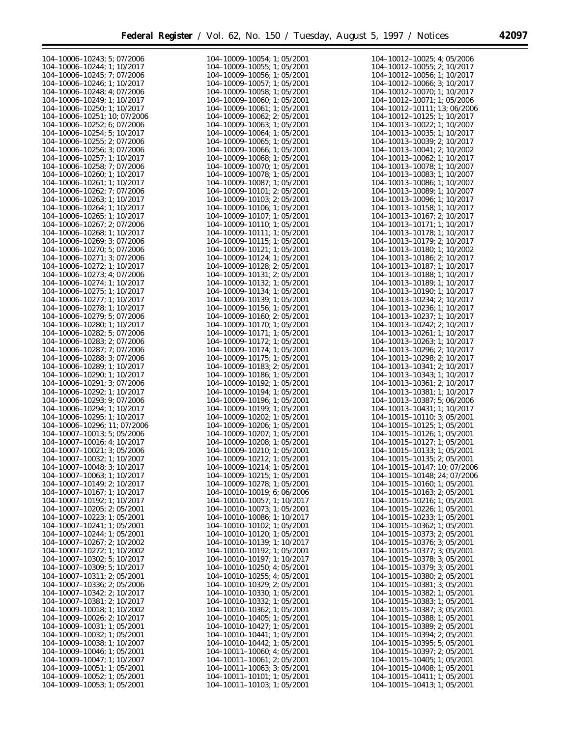104–10006–10243; 5; 07/2006
104–10006–10244; 1; 10/2017
104–10006–10245; 7; 07/2006
104–10006–10246; 1; 10/2017
104–10006–10248; 4; 07/2006
104–10006–10249; 1; 10/2017
104–10006–10250; 1; 10/2017
104–10006–10251; 10; 07/2006
104–10006–10252; 6; 07/2006
104–10006–10254; 5; 10/2017
104–10006–10255; 2; 07/2006
104–10006–10256; 3; 07/2006
104–10006–10257; 1; 10/2017
104–10006–10258; 7; 07/2006
104–10006–10260; 1; 10/2017
104–10006–10261; 1; 10/2017
104–10006–10262; 7; 07/2006
104–10006–10263; 1; 10/2017
104–10006–10264; 1; 10/2017
104–10006–10265; 1; 10/2017
104–10006–10267; 2; 07/2006
104–10006–10268; 1; 10/2017
104–10006–10269; 3; 07/2006
104–10006–10270; 5; 07/2006
104–10006–10271; 3; 07/2006
104–10006–10272; 1; 10/2017
104–10006–10273; 4; 07/2006
104–10006–10274; 1; 10/2017
104–10006–10275; 1; 10/2017
104–10006–10277; 1; 10/2017
104–10006–10278; 1; 10/2017
104–10006–10279; 5; 07/2006
104–10006–10280; 1; 10/2017
104–10006–10282; 5; 07/2006
104–10006–10283; 2; 07/2006
104–10006–10287; 7; 07/2006
104–10006–10288; 3; 07/2006
104–10006–10289; 1; 10/2017
104–10006–10290; 1; 10/2017
104–10006–10291; 3; 07/2006
104–10006–10292; 1; 10/2017
104–10006–10293; 9; 07/2006
104–10006–10294; 1; 10/2017
104–10006–10295; 1; 10/2017
104–10006–10296; 11; 07/2006
104–10007–10013; 5; 05/2006
104–10007–10016; 4; 10/2017
104–10007–10021; 3; 05/2006
104–10007–10032; 1; 10/2007
104–10007–10048; 3; 10/2017
104–10007–10063; 1; 10/2017
104–10007–10149; 2; 10/2017
104–10007–10167; 1; 10/2017
104–10007–10192; 1; 10/2017
104–10007–10205; 2; 05/2001
104–10007–10223; 1; 05/2001
104–10007–10241; 1; 05/2001
104–10007–10244; 1; 05/2001
104–10007–10267; 2; 10/2002
104–10007–10272; 1; 10/2002
104–10007–10302; 5; 10/2017
104–10007–10309; 5; 10/2017
104–10007–10311; 2; 05/2001
104–10007–10336; 2; 05/2006
104–10007–10342; 2; 10/2017
104–10007–10381; 2; 10/2017
104–10009–10018; 1; 10/2002
104–10009–10026; 2; 10/2017
104–10009–10031; 1; 05/2001
104–10009–10032; 1; 05/2001
104–10009–10038; 1; 10/2007
104–10009–10046; 1; 05/2001
104–10009–10047; 1; 10/2007
104–10009–10051; 1; 05/2001
104–10009–10052; 1; 05/2001
104–10009–10053; 1; 05/2001
104–10009–10054; 1; 05/2001
104–10009–10055; 1; 05/2001
104–10009–10056; 1; 05/2001
104–10009–10057; 1; 05/2001
104–10009–10058; 1; 05/2001
104–10009–10060; 1; 05/2001
104–10009–10061; 1; 05/2001
104–10009–10062; 2; 05/2001
104–10009–10063; 1; 05/2001
104–10009–10064; 1; 05/2001
104–10009–10065; 1; 05/2001
104–10009–10066; 1; 05/2001
104–10009–10068; 1; 05/2001
104–10009–10070; 1; 05/2001
104–10009–10078; 1; 05/2001
104–10009–10087; 1; 05/2001
104–10009–10101; 2; 05/2001
104–10009–10103; 2; 05/2001
104–10009–10106; 1; 05/2001
104–10009–10107; 1; 05/2001
104–10009–10110; 1; 05/2001
104–10009–10111; 1; 05/2001
104–10009–10115; 1; 05/2001
104–10009–10121; 1; 05/2001
104–10009–10124; 1; 05/2001
104–10009–10128; 2; 05/2001
104–10009–10131; 2; 05/2001
104–10009–10132; 1; 05/2001
104–10009–10134; 1; 05/2001
104–10009–10139; 1; 05/2001
104–10009–10156; 1; 05/2001
104–10009–10160; 2; 05/2001
104–10009–10170; 1; 05/2001
104–10009–10171; 1; 05/2001
104–10009–10172; 1; 05/2001
104–10009–10174; 1; 05/2001
104–10009–10175; 1; 05/2001
104–10009–10183; 2; 05/2001
104–10009–10186; 1; 05/2001
104–10009–10192; 1; 05/2001
104–10009–10194; 1; 05/2001
104–10009–10196; 1; 05/2001
104–10009–10199; 1; 05/2001
104–10009–10202; 1; 05/2001
104–10009–10206; 1; 05/2001
104–10009–10207; 1; 05/2001
104–10009–10208; 1; 05/2001
104–10009–10210; 1; 05/2001
104–10009–10212; 1; 05/2001
104–10009–10214; 1; 05/2001
104–10009–10215; 1; 05/2001
104–10009–10278; 1; 05/2001
104–10010–10019; 6; 06/2006
104–10010–10057; 1; 10/2017
104–10010–10073; 1; 05/2001
104–10010–10086; 1; 10/2017
104–10010–10102; 1; 05/2001
104–10010–10120; 1; 05/2001
104–10010–10139; 1; 10/2017
104–10010–10192; 1; 05/2001
104–10010–10197; 1; 10/2017
104–10010–10250; 4; 05/2001
104–10010–10255; 4; 05/2001
104–10010–10329; 2; 05/2001
104–10010–10330; 1; 05/2001
104–10010–10332; 1; 05/2001
104–10010–10362; 1; 05/2001
104–10010–10405; 1; 05/2001
104–10010–10427; 1; 05/2001
104–10010–10441; 1; 05/2001
104–10010–10442; 1; 05/2001
104–10011–10060; 4; 05/2001
104–10011–10061; 2; 05/2001
104–10011–10063; 3; 05/2001
104–10011–10101; 1; 05/2001
104–10011–10103; 1; 05/2001
104–10012–10025; 4; 05/2006
104–10012–10055; 2; 10/2017
104–10012–10056; 1; 10/2017
104–10012–10066; 3; 10/2017
104–10012–10070; 1; 10/2017
104–10012–10071; 1; 05/2006
104–10012–10111; 13; 06/2006
104–10012–10125; 1; 10/2017
104–10013–10022; 1; 10/2007
104–10013–10035; 1; 10/2017
104–10013–10039; 2; 10/2017
104–10013–10041; 2; 10/2002
104–10013–10062; 1; 10/2017
104–10013–10078; 1; 10/2007
104–10013–10083; 1; 10/2007
104–10013–10086; 1; 10/2007
104–10013–10089; 1; 10/2007
104–10013–10096; 1; 10/2017
104–10013–10158; 1; 10/2017
104–10013–10167; 2; 10/2017
104–10013–10171; 1; 10/2017
104–10013–10178; 1; 10/2017
104–10013–10179; 2; 10/2017
104–10013–10180; 1; 10/2002
104–10013–10186; 2; 10/2017
104–10013–10187; 1; 10/2017
104–10013–10188; 1; 10/2017
104–10013–10189; 1; 10/2017
104–10013–10190; 1; 10/2017
104–10013–10234; 2; 10/2017
104–10013–10236; 1; 10/2017
104–10013–10237; 1; 10/2017
104–10013–10242; 2; 10/2017
104–10013–10261; 1; 10/2017
104–10013–10263; 1; 10/2017
104–10013–10296; 2; 10/2017
104–10013–10298; 2; 10/2017
104–10013–10341; 2; 10/2017
104–10013–10343; 1; 10/2017
104–10013–10361; 2; 10/2017
104–10013–10381; 1; 10/2017
104–10013–10387; 5; 06/2006
104–10013–10431; 1; 10/2017
104–10015–10110; 3; 05/2001
104–10015–10125; 1; 05/2001
104–10015–10126; 1; 05/2001
104–10015–10127; 1; 05/2001
104–10015–10133; 1; 05/2001
104–10015–10135; 2; 05/2001
104–10015–10147; 10; 07/2006
104–10015–10148; 24; 07/2006
104–10015–10160; 1; 05/2001
104–10015–10163; 2; 05/2001
104–10015–10216; 1; 05/2001
104–10015–10226; 1; 05/2001
104–10015–10233; 1; 05/2001
104–10015–10362; 1; 05/2001
104–10015–10373; 2; 05/2001
104–10015–10376; 3; 05/2001
104–10015–10377; 3; 05/2001
104–10015–10378; 3; 05/2001
104–10015–10379; 3; 05/2001
104–10015–10380; 2; 05/2001
104–10015–10381; 3; 05/2001
104–10015–10382; 1; 05/2001
104–10015–10383; 1; 05/2001
104–10015–10387; 3; 05/2001
104–10015–10388; 1; 05/2001
104–10015–10389; 2; 05/2001
104–10015–10394; 2; 05/2001
104–10015–10395; 5; 05/2001
104–10015–10397; 2; 05/2001
104–10015–10405; 1; 05/2001
104–10015–10408; 1; 05/2001
104–10015–10411; 1; 05/2001
104–10015–10413; 1; 05/2001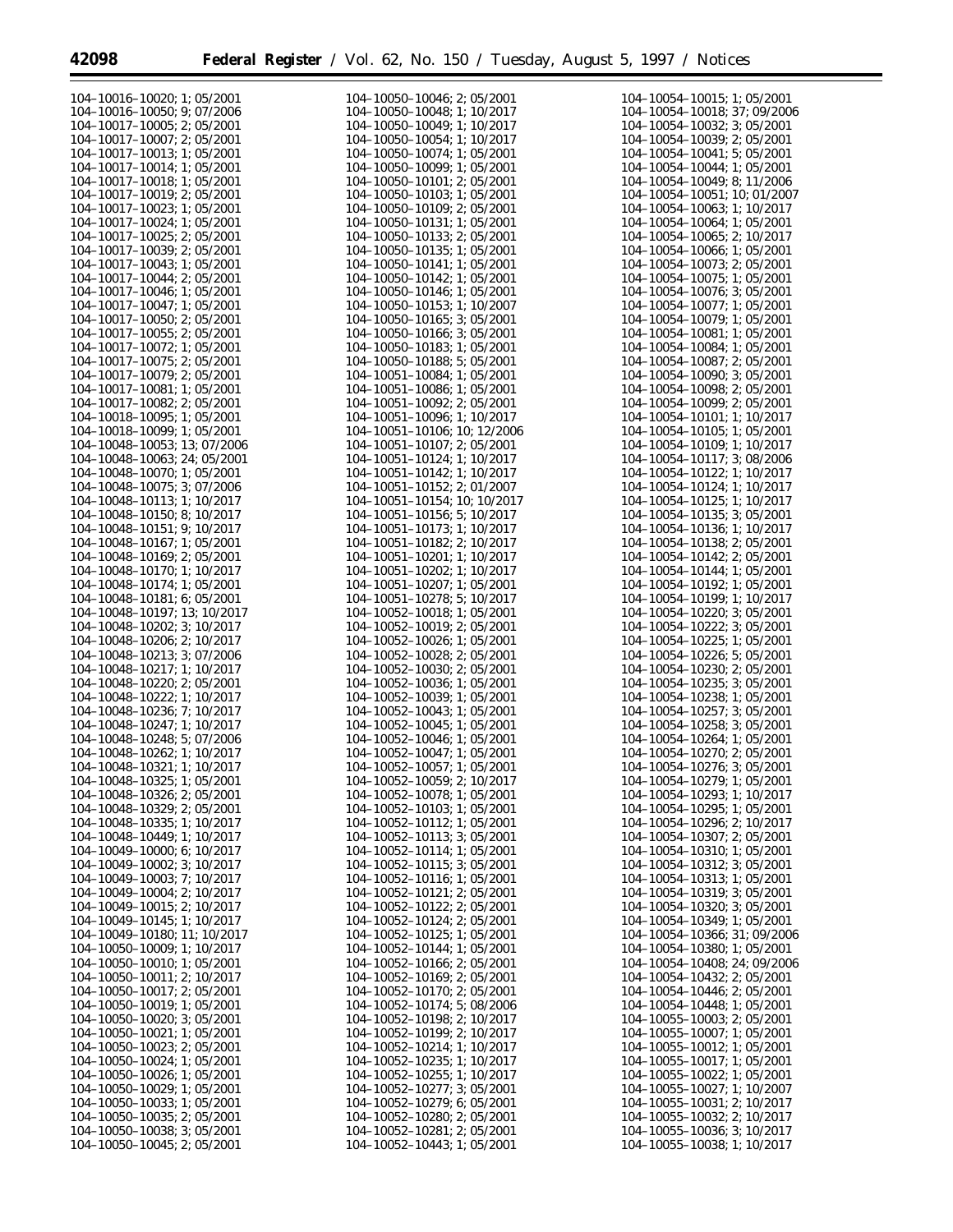104–10016–10020; 1; 05/2001
104–10016–10050; 9; 07/2006
104–10017–10005; 2; 05/2001
104–10017–10007; 2; 05/2001
104–10017–10013; 1; 05/2001
104–10017–10014; 1; 05/2001
104–10017–10018; 1; 05/2001
104–10017–10019; 2; 05/2001
104–10017–10023; 1; 05/2001
104–10017–10024; 1; 05/2001
104–10017–10025; 2; 05/2001
104–10017–10039; 2; 05/2001
104–10017–10043; 1; 05/2001
104–10017–10044; 2; 05/2001
104–10017–10046; 1; 05/2001
104–10017–10047; 1; 05/2001
104–10017–10050; 2; 05/2001
104–10017–10055; 2; 05/2001
104–10017–10072; 1; 05/2001
104–10017–10075; 2; 05/2001
104–10017–10079; 2; 05/2001
104–10017–10081; 1; 05/2001
104–10017–10082; 2; 05/2001
104–10018–10095; 1; 05/2001
104–10018–10099; 1; 05/2001
104–10048–10053; 13; 07/2006
104–10048–10063; 24; 05/2001
104–10048–10070; 1; 05/2001
104–10048–10075; 3; 07/2006
104–10048–10113; 1; 10/2017
104–10048–10150; 8; 10/2017
104–10048–10151; 9; 10/2017
104–10048–10167; 1; 05/2001
104–10048–10169; 2; 05/2001
104–10048–10170; 1; 10/2017
104–10048–10174; 1; 05/2001
104–10048–10181; 6; 05/2001
104–10048–10197; 13; 10/2017
104–10048–10202; 3; 10/2017
104–10048–10206; 2; 10/2017
104–10048–10213; 3; 07/2006
104–10048–10217; 1; 10/2017
104–10048–10220; 2; 05/2001
104–10048–10222; 1; 10/2017
104–10048–10236; 7; 10/2017
104–10048–10247; 1; 10/2017
104–10048–10248; 5; 07/2006
104–10048–10262; 1; 10/2017
104–10048–10321; 1; 10/2017
104–10048–10325; 1; 05/2001
104–10048–10326; 2; 05/2001
104–10048–10329; 2; 05/2001
104–10048–10335; 1; 10/2017
104–10048–10449; 1; 10/2017
104–10049–10000; 6; 10/2017
104–10049–10002; 3; 10/2017
104–10049–10003; 7; 10/2017
104–10049–10004; 2; 10/2017
104–10049–10015; 2; 10/2017
104–10049–10145; 1; 10/2017
104–10049–10180; 11; 10/2017
104–10050–10009; 1; 10/2017
104–10050–10010; 1; 05/2001
104–10050–10011; 2; 10/2017
104–10050–10017; 2; 05/2001
104–10050–10019; 1; 05/2001
104–10050–10020; 3; 05/2001
104–10050–10021; 1; 05/2001
104–10050–10023; 2; 05/2001
104–10050–10024; 1; 05/2001
104–10050–10026; 1; 05/2001
104–10050–10029; 1; 05/2001
104–10050–10033; 1; 05/2001
104–10050–10035; 2; 05/2001
104–10050–10038; 3; 05/2001
104–10050–10045; 2; 05/2001
104–10050–10046; 2; 05/2001
104–10050–10048; 1; 10/2017
104–10050–10049; 1; 10/2017
104–10050–10054; 1; 10/2017
104–10050–10074; 1; 05/2001
104–10050–10099; 1; 05/2001
104–10050–10101; 2; 05/2001
104–10050–10103; 1; 05/2001
104–10050–10109; 2; 05/2001
104–10050–10131; 1; 05/2001
104–10050–10133; 2; 05/2001
104–10050–10135; 1; 05/2001
104–10050–10141; 1; 05/2001
104–10050–10142; 1; 05/2001
104–10050–10146; 1; 05/2001
104–10050–10153; 1; 10/2007
104–10050–10165; 3; 05/2001
104–10050–10166; 3; 05/2001
104–10050–10183; 1; 05/2001
104–10050–10188; 5; 05/2001
104–10051–10084; 1; 05/2001
104–10051–10086; 1; 05/2001
104–10051–10092; 2; 05/2001
104–10051–10096; 1; 10/2017
104–10051–10106; 10; 12/2006
104–10051–10107; 2; 05/2001
104–10051–10124; 1; 10/2017
104–10051–10142; 1; 10/2017
104–10051–10152; 2; 01/2007
104–10051–10154; 10; 10/2017
104–10051–10156; 5; 10/2017
104–10051–10173; 1; 10/2017
104–10051–10182; 2; 10/2017
104–10051–10201; 1; 10/2017
104–10051–10202; 1; 10/2017
104–10051–10207; 1; 05/2001
104–10051–10278; 5; 10/2017
104–10052–10018; 1; 05/2001
104–10052–10019; 2; 05/2001
104–10052–10026; 1; 05/2001
104–10052–10028; 2; 05/2001
104–10052–10030; 2; 05/2001
104–10052–10036; 1; 05/2001
104–10052–10039; 1; 05/2001
104–10052–10043; 1; 05/2001
104–10052–10045; 1; 05/2001
104–10052–10046; 1; 05/2001
104–10052–10047; 1; 05/2001
104–10052–10057; 1; 05/2001
104–10052–10059; 2; 10/2017
104–10052–10078; 1; 05/2001
104–10052–10103; 1; 05/2001
104–10052–10112; 1; 05/2001
104–10052–10113; 3; 05/2001
104–10052–10114; 1; 05/2001
104–10052–10115; 3; 05/2001
104–10052–10116; 1; 05/2001
104–10052–10121; 2; 05/2001
104–10052–10122; 2; 05/2001
104–10052–10124; 2; 05/2001
104–10052–10125; 1; 05/2001
104–10052–10144; 1; 05/2001
104–10052–10166; 2; 05/2001
104–10052–10169; 2; 05/2001
104–10052–10170; 2; 05/2001
104–10052–10174; 5; 08/2006
104–10052–10198; 2; 10/2017
104–10052–10199; 2; 10/2017
104–10052–10214; 1; 10/2017
104–10052–10235; 1; 10/2017
104–10052–10255; 1; 10/2017
104–10052–10277; 3; 05/2001
104–10052–10279; 6; 05/2001
104–10052–10280; 2; 05/2001
104–10052–10281; 2; 05/2001
104–10052–10443; 1; 05/2001
104–10054–10015; 1; 05/2001
104–10054–10018; 37; 09/2006
104–10054–10032; 3; 05/2001
104–10054–10039; 2; 05/2001
104–10054–10041; 5; 05/2001
104–10054–10044; 1; 05/2001
104–10054–10049; 8; 11/2006
104–10054–10051; 10; 01/2007
104–10054–10063; 1; 10/2017
104–10054–10064; 1; 05/2001
104–10054–10065; 2; 10/2017
104–10054–10066; 1; 05/2001
104–10054–10073; 2; 05/2001
104–10054–10075; 1; 05/2001
104–10054–10076; 3; 05/2001
104–10054–10077; 1; 05/2001
104–10054–10079; 1; 05/2001
104–10054–10081; 1; 05/2001
104–10054–10084; 1; 05/2001
104–10054–10087; 2; 05/2001
104–10054–10090; 3; 05/2001
104–10054–10098; 2; 05/2001
104–10054–10099; 2; 05/2001
104–10054–10101; 1; 10/2017
104–10054–10105; 1; 05/2001
104–10054–10109; 1; 10/2017
104–10054–10117; 3; 08/2006
104–10054–10122; 1; 10/2017
104–10054–10124; 1; 10/2017
104–10054–10125; 1; 10/2017
104–10054–10135; 3; 05/2001
104–10054–10136; 1; 10/2017
104–10054–10138; 2; 05/2001
104–10054–10142; 2; 05/2001
104–10054–10144; 1; 05/2001
104–10054–10192; 1; 05/2001
104–10054–10199; 1; 10/2017
104–10054–10220; 3; 05/2001
104–10054–10222; 3; 05/2001
104–10054–10225; 1; 05/2001
104–10054–10226; 5; 05/2001
104–10054–10230; 2; 05/2001
104–10054–10235; 3; 05/2001
104–10054–10238; 1; 05/2001
104–10054–10257; 3; 05/2001
104–10054–10258; 3; 05/2001
104–10054–10264; 1; 05/2001
104–10054–10270; 2; 05/2001
104–10054–10276; 3; 05/2001
104–10054–10279; 1; 05/2001
104–10054–10293; 1; 10/2017
104–10054–10295; 1; 05/2001
104–10054–10296; 2; 10/2017
104–10054–10307; 2; 05/2001
104–10054–10310; 1; 05/2001
104–10054–10312; 3; 05/2001
104–10054–10313; 1; 05/2001
104–10054–10319; 3; 05/2001
104–10054–10320; 3; 05/2001
104–10054–10349; 1; 05/2001
104–10054–10366; 31; 09/2006
104–10054–10380; 1; 05/2001
104–10054–10408; 24; 09/2006
104–10054–10432; 2; 05/2001
104–10054–10446; 2; 05/2001
104–10054–10448; 1; 05/2001
104–10055–10003; 2; 05/2001
104–10055–10007; 1; 05/2001
104–10055–10012; 1; 05/2001
104–10055–10017; 1; 05/2001
104–10055–10022; 1; 05/2001
104–10055–10027; 1; 10/2007
104–10055–10031; 2; 10/2017
104–10055–10032; 2; 10/2017
104–10055–10036; 3; 10/2017
104–10055–10038; 1; 10/2017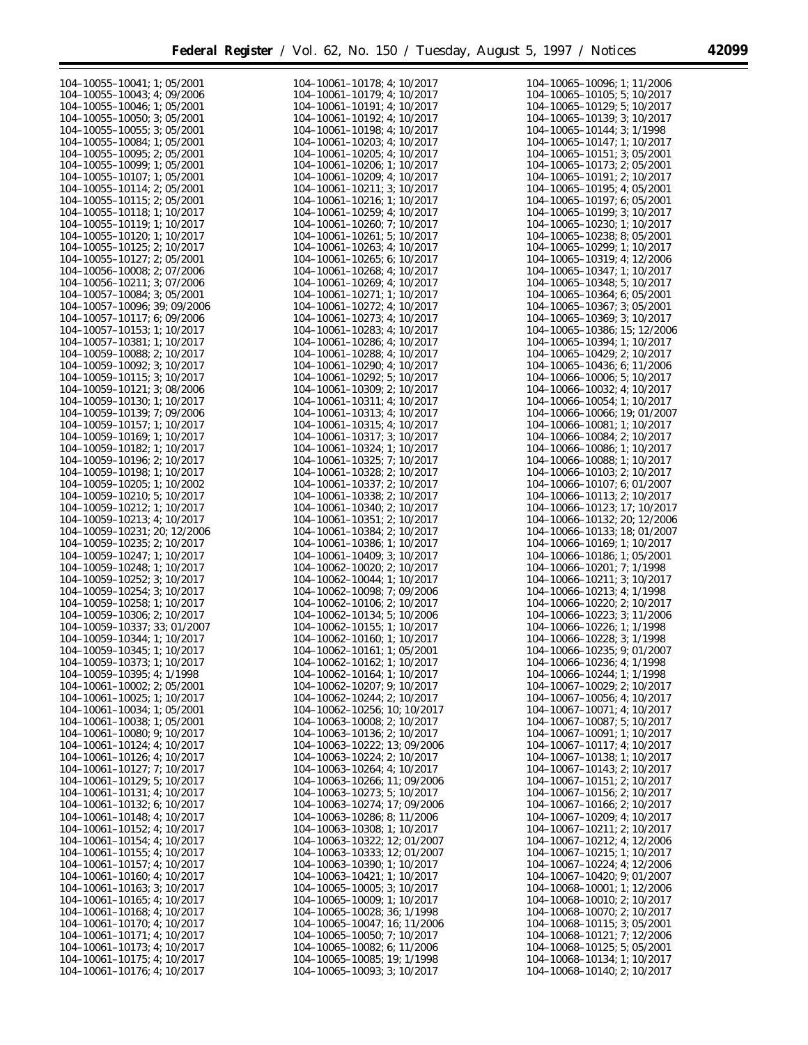104–10055–10041; 1; 05/2001
104–10055–10043; 4; 09/2006
104–10055–10046; 1; 05/2001
104–10055–10050; 3; 05/2001
104–10055–10055; 3; 05/2001
104–10055–10084; 1; 05/2001
104–10055–10095; 2; 05/2001
104–10055–10099; 1; 05/2001
104–10055–10107; 1; 05/2001
104–10055–10114; 2; 05/2001
104–10055–10115; 2; 05/2001
104–10055–10118; 1; 10/2017
104–10055–10119; 1; 10/2017
104–10055–10120; 1; 10/2017
104–10055–10125; 2; 10/2017
104–10055–10127; 2; 05/2001
104–10056–10008; 2; 07/2006
104–10056–10211; 3; 07/2006
104–10057–10084; 3; 05/2001
104–10057–10096; 39; 09/2006
104–10057–10117; 6; 09/2006
104–10057–10153; 1; 10/2017
104–10057–10381; 1; 10/2017
104–10059–10088; 2; 10/2017
104–10059–10092; 3; 10/2017
104–10059–10115; 3; 10/2017
104–10059–10121; 3; 08/2006
104–10059–10130; 1; 10/2017
104–10059–10139; 7; 09/2006
104–10059–10157; 1; 10/2017
104–10059–10169; 1; 10/2017
104–10059–10182; 1; 10/2017
104–10059–10196; 2; 10/2017
104–10059–10198; 1; 10/2017
104–10059–10205; 1; 10/2002
104–10059–10210; 5; 10/2017
104–10059–10212; 1; 10/2017
104–10059–10213; 4; 10/2017
104–10059–10231; 20; 12/2006
104–10059–10235; 2; 10/2017
104–10059–10247; 1; 10/2017
104–10059–10248; 1; 10/2017
104–10059–10252; 3; 10/2017
104–10059–10254; 3; 10/2017
104–10059–10258; 1; 10/2017
104–10059–10306; 2; 10/2017
104–10059–10337; 33; 01/2007
104–10059–10344; 1; 10/2017
104–10059–10345; 1; 10/2017
104–10059–10373; 1; 10/2017
104–10059–10395; 4; 1/1998
104–10061–10002; 2; 05/2001
104–10061–10025; 1; 10/2017
104–10061–10034; 1; 05/2001
104–10061–10038; 1; 05/2001
104–10061–10080; 9; 10/2017
104–10061–10124; 4; 10/2017
104–10061–10126; 4; 10/2017
104–10061–10127; 7; 10/2017
104–10061–10129; 5; 10/2017
104–10061–10131; 4; 10/2017
104–10061–10132; 6; 10/2017
104–10061–10148; 4; 10/2017
104–10061–10152; 4; 10/2017
104–10061–10154; 4; 10/2017
104–10061–10155; 4; 10/2017
104–10061–10157; 4; 10/2017
104–10061–10160; 4; 10/2017
104–10061–10163; 3; 10/2017
104–10061–10165; 4; 10/2017
104–10061–10168; 4; 10/2017
104–10061–10170; 4; 10/2017
104–10061–10171; 4; 10/2017
104–10061–10173; 4; 10/2017
104–10061–10175; 4; 10/2017
104–10061–10176; 4; 10/2017
104–10061–10178; 4; 10/2017
104–10061–10179; 4; 10/2017
104–10061–10191; 4; 10/2017
104–10061–10192; 4; 10/2017
104–10061–10198; 4; 10/2017
104–10061–10203; 4; 10/2017
104–10061–10205; 4; 10/2017
104–10061–10206; 1; 10/2017
104–10061–10209; 4; 10/2017
104–10061–10211; 3; 10/2017
104–10061–10216; 1; 10/2017
104–10061–10259; 4; 10/2017
104–10061–10260; 7; 10/2017
104–10061–10261; 5; 10/2017
104–10061–10263; 4; 10/2017
104–10061–10265; 6; 10/2017
104–10061–10268; 4; 10/2017
104–10061–10269; 4; 10/2017
104–10061–10271; 1; 10/2017
104–10061–10272; 4; 10/2017
104–10061–10273; 4; 10/2017
104–10061–10283; 4; 10/2017
104–10061–10286; 4; 10/2017
104–10061–10288; 4; 10/2017
104–10061–10290; 4; 10/2017
104–10061–10292; 5; 10/2017
104–10061–10309; 2; 10/2017
104–10061–10311; 4; 10/2017
104–10061–10313; 4; 10/2017
104–10061–10315; 4; 10/2017
104–10061–10317; 3; 10/2017
104–10061–10324; 1; 10/2017
104–10061–10325; 7; 10/2017
104–10061–10328; 2; 10/2017
104–10061–10337; 2; 10/2017
104–10061–10338; 2; 10/2017
104–10061–10340; 2; 10/2017
104–10061–10351; 2; 10/2017
104–10061–10384; 2; 10/2017
104–10061–10386; 1; 10/2017
104–10061–10409; 3; 10/2017
104–10062–10020; 2; 10/2017
104–10062–10044; 1; 10/2017
104–10062–10098; 7; 09/2006
104–10062–10106; 2; 10/2017
104–10062–10134; 5; 10/2006
104–10062–10155; 1; 10/2017
104–10062–10160; 1; 10/2017
104–10062–10161; 1; 05/2001
104–10062–10162; 1; 10/2017
104–10062–10164; 1; 10/2017
104–10062–10207; 9; 10/2017
104–10062–10244; 2; 10/2017
104–10062–10256; 10; 10/2017
104–10063–10008; 2; 10/2017
104–10063–10136; 2; 10/2017
104–10063–10222; 13; 09/2006
104–10063–10224; 2; 10/2017
104–10063–10264; 4; 10/2017
104–10063–10266; 11; 09/2006
104–10063–10273; 5; 10/2017
104–10063–10274; 17; 09/2006
104–10063–10286; 8; 11/2006
104–10063–10308; 1; 10/2017
104–10063–10322; 12; 01/2007
104–10063–10333; 12; 01/2007
104–10063–10390; 1; 10/2017
104–10063–10421; 1; 10/2017
104–10065–10005; 3; 10/2017
104–10065–10009; 1; 10/2017
104–10065–10028; 36; 1/1998
104–10065–10047; 16; 11/2006
104–10065–10050; 7; 10/2017
104–10065–10082; 6; 11/2006
104–10065–10085; 19; 1/1998
104–10065–10093; 3; 10/2017
104–10065–10096; 1; 11/2006
104–10065–10105; 5; 10/2017
104–10065–10129; 5; 10/2017
104–10065–10139; 3; 10/2017
104–10065–10144; 3; 1/1998
104–10065–10147; 1; 10/2017
104–10065–10151; 3; 05/2001
104–10065–10173; 2; 05/2001
104–10065–10191; 2; 10/2017
104–10065–10195; 4; 05/2001
104–10065–10197; 6; 05/2001
104–10065–10199; 3; 10/2017
104–10065–10230; 1; 10/2017
104–10065–10238; 8; 05/2001
104–10065–10299; 1; 10/2017
104–10065–10319; 4; 12/2006
104–10065–10347; 1; 10/2017
104–10065–10348; 5; 10/2017
104–10065–10364; 6; 05/2001
104–10065–10367; 3; 05/2001
104–10065–10369; 3; 10/2017
104–10065–10386; 15; 12/2006
104–10065–10394; 1; 10/2017
104–10065–10429; 2; 10/2017
104–10065–10436; 6; 11/2006
104–10066–10006; 5; 10/2017
104–10066–10032; 4; 10/2017
104–10066–10054; 1; 10/2017
104–10066–10066; 19; 01/2007
104–10066–10081; 1; 10/2017
104–10066–10084; 2; 10/2017
104–10066–10086; 1; 10/2017
104–10066–10088; 1; 10/2017
104–10066–10103; 2; 10/2017
104–10066–10107; 6; 01/2007
104–10066–10113; 2; 10/2017
104–10066–10123; 17; 10/2017
104–10066–10132; 20; 12/2006
104–10066–10133; 18; 01/2007
104–10066–10169; 1; 10/2017
104–10066–10186; 1; 05/2001
104–10066–10201; 7; 1/1998
104–10066–10211; 3; 10/2017
104–10066–10213; 4; 1/1998
104–10066–10220; 2; 10/2017
104–10066–10223; 3; 11/2006
104–10066–10226; 1; 1/1998
104–10066–10228; 3; 1/1998
104–10066–10235; 9; 01/2007
104–10066–10236; 4; 1/1998
104–10066–10244; 1; 1/1998
104–10067–10029; 2; 10/2017
104–10067–10056; 4; 10/2017
104–10067–10071; 4; 10/2017
104–10067–10087; 5; 10/2017
104–10067–10091; 1; 10/2017
104–10067–10117; 4; 10/2017
104–10067–10138; 1; 10/2017
104–10067–10143; 2; 10/2017
104–10067–10151; 2; 10/2017
104–10067–10156; 2; 10/2017
104–10067–10166; 2; 10/2017
104–10067–10209; 4; 10/2017
104–10067–10211; 2; 10/2017
104–10067–10212; 4; 12/2006
104–10067–10215; 1; 10/2017
104–10067–10224; 4; 12/2006
104–10067–10420; 9; 01/2007
104–10068–10001; 1; 12/2006
104–10068–10010; 2; 10/2017
104–10068–10070; 2; 10/2017
104–10068–10115; 3; 05/2001
104–10068–10121; 7; 12/2006
104–10068–10125; 5; 05/2001
104–10068–10134; 1; 10/2017
104–10068–10140; 2; 10/2017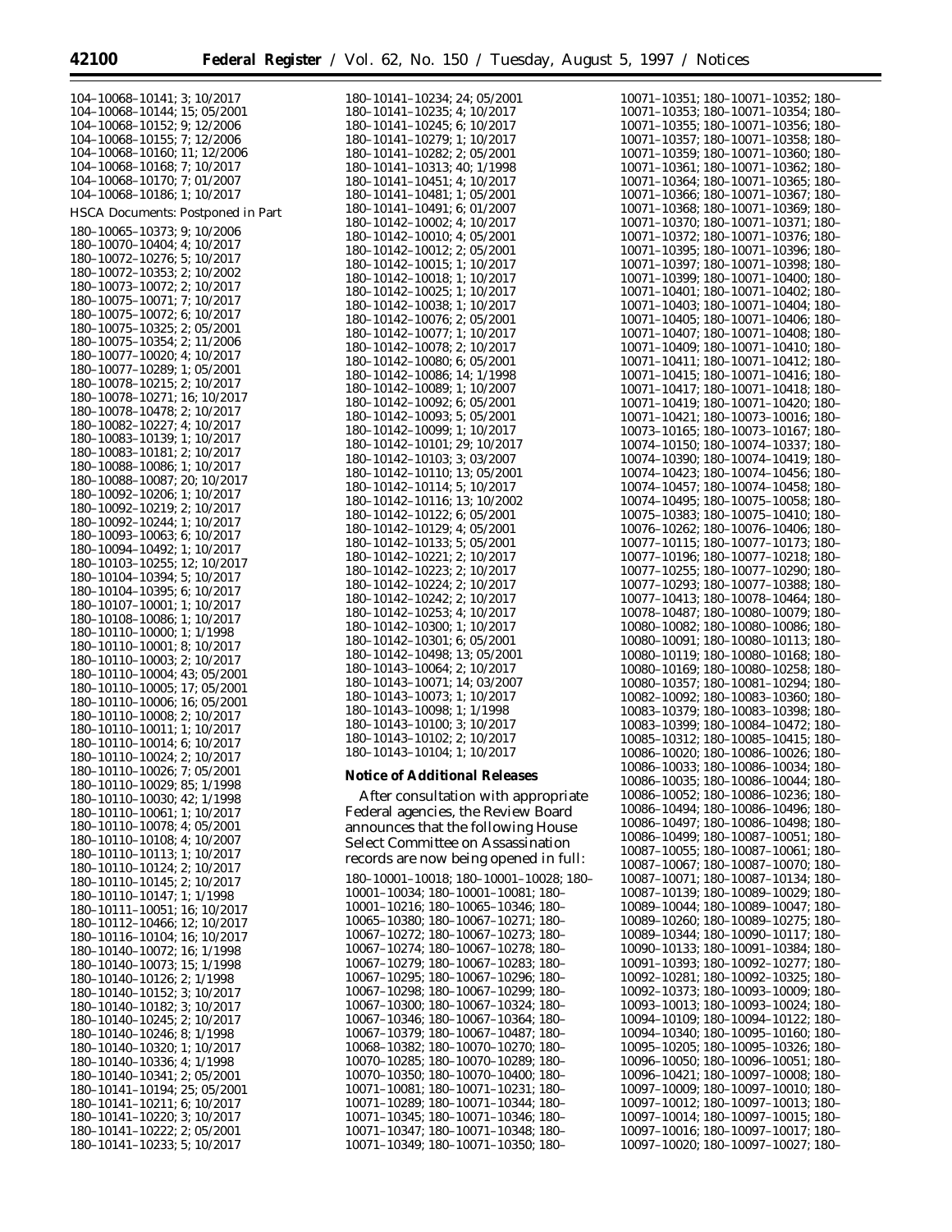104–10068–10141; 3; 10/2017
104–10068–10144; 15; 05/2001
104–10068–10152; 9; 12/2006
104–10068–10155; 7; 12/2006
104–10068–10160; 11; 12/2006
104–10068–10168; 7; 10/2017
104–10068–10170; 7; 01/2007
104–10068–10186; 1; 10/2017

HSCA Documents: Postponed in Part

180–10065–10373; 9; 10/2006
180–10070–10404; 4; 10/2017
180–10072–10276; 5; 10/2017
180–10072–10353; 2; 10/2002
180–10073–10072; 2; 10/2017
180–10075–10071; 7; 10/2017
180–10075–10072; 6; 10/2017
180–10075–10325; 2; 05/2001
180–10075–10354; 2; 11/2006
180–10077–10020; 4; 10/2017
180–10077–10289; 1; 05/2001
180–10078–10215; 2; 10/2017
180–10078–10271; 16; 10/2017
180–10078–10478; 2; 10/2017
180–10082–10227; 4; 10/2017
180–10083–10139; 1; 10/2017
180–10083–10181; 2; 10/2017
180–10088–10086; 1; 10/2017
180–10088–10087; 20; 10/2017
180–10092–10206; 1; 10/2017
180–10092–10219; 2; 10/2017
180–10092–10244; 1; 10/2017
180–10093–10063; 6; 10/2017
180–10094–10492; 1; 10/2017
180–10103–10255; 12; 10/2017
180–10104–10394; 5; 10/2017
180–10104–10395; 6; 10/2017
180–10107–10001; 1; 10/2017
180–10108–10086; 1; 10/2017
180–10110–10000; 1; 1/1998
180–10110–10001; 8; 10/2017
180–10110–10003; 2; 10/2017
180–10110–10004; 43; 05/2001
180–10110–10005; 17; 05/2001
180–10110–10006; 16; 05/2001
180–10110–10008; 2; 10/2017
180–10110–10011; 1; 10/2017
180–10110–10014; 6; 10/2017
180–10110–10024; 2; 10/2017
180–10110–10026; 7; 05/2001
180–10110–10029; 85; 1/1998
180–10110–10030; 42; 1/1998
180–10110–10061; 1; 10/2017
180–10110–10078; 4; 05/2001
180–10110–10108; 4; 10/2007
180–10110–10113; 1; 10/2017
180–10110–10124; 2; 10/2017
180–10110–10145; 2; 10/2017
180–10110–10147; 1; 1/1998
180–10111–10051; 16; 10/2017
180–10112–10466; 12; 10/2017
180–10116–10104; 16; 10/2017
180–10140–10072; 16; 1/1998
180–10140–10073; 15; 1/1998
180–10140–10126; 2; 1/1998
180–10140–10152; 3; 10/2017
180–10140–10182; 3; 10/2017
180–10140–10245; 2; 10/2017
180–10140–10246; 8; 1/1998
180–10140–10320; 1; 10/2017
180–10140–10336; 4; 1/1998
180–10140–10341; 2; 05/2001
180–10141–10194; 25; 05/2001
180–10141–10211; 6; 10/2017
180–10141–10220; 3; 10/2017
180–10141–10222; 2; 05/2001
180–10141–10233; 5; 10/2017
180–10141–10234; 24; 05/2001
180–10141–10235; 4; 10/2017
180–10141–10245; 6; 10/2017
180–10141–10279; 1; 10/2017
180–10141–10282; 2; 05/2001
180–10141–10313; 40; 1/1998
180–10141–10451; 4; 10/2017
180–10141–10481; 1; 05/2001
180–10141–10491; 6; 01/2007
180–10142–10002; 4; 10/2017
180–10142–10010; 4; 05/2001
180–10142–10012; 2; 05/2001
180–10142–10015; 1; 10/2017
180–10142–10018; 1; 10/2017
180–10142–10025; 1; 10/2017
180–10142–10038; 1; 10/2017
180–10142–10076; 2; 05/2001
180–10142–10077; 1; 10/2017
180–10142–10078; 2; 10/2017
180–10142–10080; 6; 05/2001
180–10142–10086; 14; 1/1998
180–10142–10089; 1; 10/2007
180–10142–10092; 6; 05/2001
180–10142–10093; 5; 05/2001
180–10142–10099; 1; 10/2017
180–10142–10101; 29; 10/2017
180–10142–10103; 3; 03/2007
180–10142–10110; 13; 05/2001
180–10142–10114; 5; 10/2017
180–10142–10116; 13; 10/2002
180–10142–10122; 6; 05/2001
180–10142–10129; 4; 05/2001
180–10142–10133; 5; 05/2001
180–10142–10221; 2; 10/2017
180–10142–10223; 2; 10/2017
180–10142–10224; 2; 10/2017
180–10142–10242; 2; 10/2017
180–10142–10253; 4; 10/2017
180–10142–10300; 1; 10/2017
180–10142–10301; 6; 05/2001
180–10142–10498; 13; 05/2001
180–10143–10064; 2; 10/2017
180–10143–10071; 14; 03/2007
180–10143–10073; 1; 10/2017
180–10143–10098; 1; 1/1998
180–10143–10100; 3; 10/2017
180–10143–10102; 2; 10/2017
180–10143–10104; 1; 10/2017

**Notice of Additional Releases**

After consultation with appropriate Federal agencies, the Review Board announces that the following House Select Committee on Assassination records are now being opened in full:

180–10001–10018; 180–10001–10028; 180–10001–10034; 180–10001–10081; 180–10001–10216; 180–10065–10346; 180–10065–10380; 180–10067–10271; 180–10067–10272; 180–10067–10273; 180–10067–10274; 180–10067–10278; 180–10067–10279; 180–10067–10283; 180–10067–10295; 180–10067–10296; 180–10067–10298; 180–10067–10299; 180–10067–10300; 180–10067–10324; 180–10067–10346; 180–10067–10364; 180–10067–10379; 180–10067–10487; 180–10068–10382; 180–10070–10270; 180–10070–10285; 180–10070–10289; 180–10070–10350; 180–10070–10400; 180–10071–10081; 180–10071–10231; 180–10071–10289; 180–10071–10344; 180–10071–10345; 180–10071–10346; 180–10071–10347; 180–10071–10348; 180–10071–10349; 180–10071–10350; 180–10071–10351; 180–10071–10352; 180–10071–10353; 180–10071–10354; 180–10071–10355; 180–10071–10356; 180–10071–10357; 180–10071–10358; 180–10071–10359; 180–10071–10360; 180–10071–10361; 180–10071–10362; 180–10071–10364; 180–10071–10365; 180–10071–10366; 180–10071–10367; 180–10071–10368; 180–10071–10369; 180–10071–10370; 180–10071–10371; 180–10071–10372; 180–10071–10376; 180–10071–10395; 180–10071–10396; 180–10071–10397; 180–10071–10398; 180–10071–10399; 180–10071–10400; 180–10071–10401; 180–10071–10402; 180–10071–10403; 180–10071–10404; 180–10071–10405; 180–10071–10406; 180–10071–10407; 180–10071–10408; 180–10071–10409; 180–10071–10410; 180–10071–10411; 180–10071–10412; 180–10071–10415; 180–10071–10416; 180–10071–10417; 180–10071–10418; 180–10071–10419; 180–10071–10420; 180–10071–10421; 180–10073–10016; 180–10073–10165; 180–10073–10167; 180–10074–10150; 180–10074–10337; 180–10074–10390; 180–10074–10419; 180–10074–10423; 180–10074–10456; 180–10074–10457; 180–10074–10458; 180–10074–10495; 180–10075–10058; 180–10075–10383; 180–10075–10410; 180–10076–10262; 180–10076–10406; 180–10077–10115; 180–10077–10173; 180–10077–10196; 180–10077–10218; 180–10077–10255; 180–10077–10290; 180–10077–10293; 180–10077–10388; 180–10077–10413; 180–10078–10464; 180–10078–10487; 180–10080–10079; 180–10080–10082; 180–10080–10086; 180–10080–10091; 180–10080–10113; 180–10080–10119; 180–10080–10168; 180–10080–10169; 180–10080–10258; 180–10080–10357; 180–10081–10294; 180–10082–10092; 180–10083–10360; 180–10083–10379; 180–10083–10398; 180–10083–10399; 180–10084–10472; 180–10085–10312; 180–10085–10415; 180–10086–10020; 180–10086–10026; 180–10086–10033; 180–10086–10034; 180–10086–10035; 180–10086–10044; 180–10086–10052; 180–10086–10236; 180–10086–10494; 180–10086–10496; 180–10086–10497; 180–10086–10498; 180–10086–10499; 180–10087–10051; 180–10087–10055; 180–10087–10061; 180–10087–10067; 180–10087–10070; 180–10087–10071; 180–10087–10134; 180–10087–10139; 180–10089–10029; 180–10089–10044; 180–10089–10047; 180–10089–10260; 180–10089–10275; 180–10089–10344; 180–10090–10117; 180–10090–10133; 180–10091–10384; 180–10091–10393; 180–10092–10277; 180–10092–10281; 180–10092–10325; 180–10092–10373; 180–10093–10009; 180–10093–10013; 180–10093–10024; 180–10094–10109; 180–10094–10122; 180–10094–10340; 180–10095–10160; 180–10095–10205; 180–10095–10326; 180–10096–10050; 180–10096–10051; 180–10096–10421; 180–10097–10008; 180–10097–10009; 180–10097–10010; 180–10097–10012; 180–10097–10013; 180–10097–10014; 180–10097–10015; 180–10097–10016; 180–10097–10017; 180–10097–10020; 180–10097–10027; 180–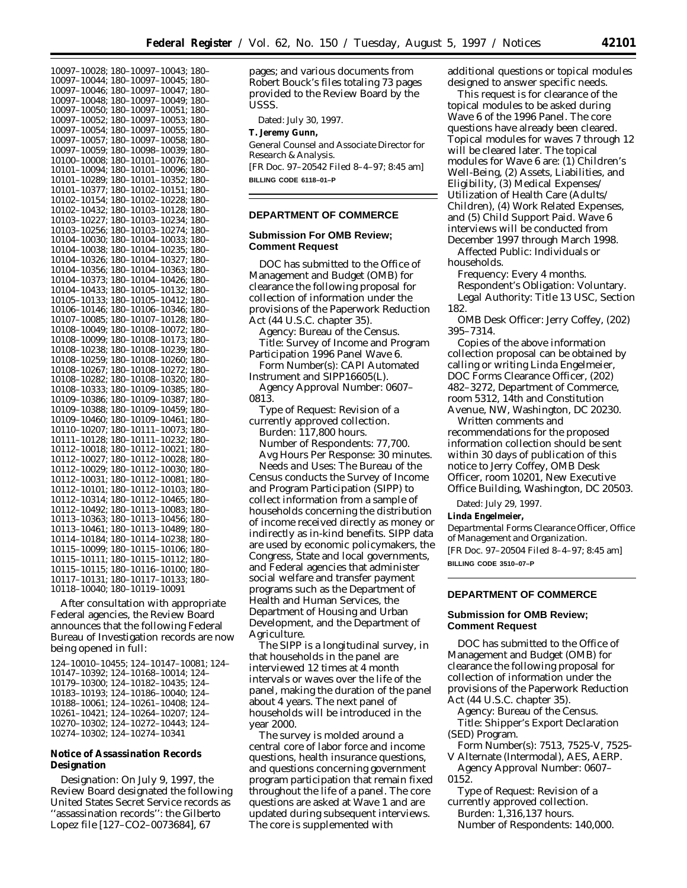10097–10028; 180–10097–10043; 180–10097–10044; 180–10097–10045; 180–10097–10046; 180–10097–10047; 180–10097–10048; 180–10097–10049; 180–10097–10050; 180–10097–10051; 180–10097–10052; 180–10097–10053; 180–10097–10054; 180–10097–10055; 180–10097–10057; 180–10097–10058; 180–10097–10059; 180–10098–10039; 180–10100–10008; 180–10101–10076; 180–10101–10094; 180–10101–10096; 180–10101–10289; 180–10101–10352; 180–10101–10377; 180–10102–10151; 180–10102–10154; 180–10102–10228; 180–10102–10432; 180–10103–10128; 180–10103–10227; 180–10103–10234; 180–10103–10256; 180–10103–10274; 180–10104–10030; 180–10104–10033; 180–10104–10038; 180–10104–10235; 180–10104–10326; 180–10104–10327; 180–10104–10356; 180–10104–10363; 180–10104–10373; 180–10104–10426; 180–10104–10433; 180–10105–10132; 180–10105–10133; 180–10105–10412; 180–10106–10146; 180–10106–10346; 180–10107–10085; 180–10107–10128; 180–10108–10049; 180–10108–10072; 180–10108–10099; 180–10108–10173; 180–10108–10238; 180–10108–10239; 180–10108–10259; 180–10108–10260; 180–10108–10267; 180–10108–10272; 180–10108–10282; 180–10108–10320; 180–10108–10333; 180–10109–10385; 180–10109–10386; 180–10109–10387; 180–10109–10388; 180–10109–10459; 180–10109–10460; 180–10109–10461; 180–10110–10207; 180–10111–10073; 180–10111–10128; 180–10111–10232; 180–10112–10018; 180–10112–10021; 180–10112–10027; 180–10112–10028; 180–10112–10029; 180–10112–10030; 180–10112–10031; 180–10112–10081; 180–10112–10101; 180–10112–10103; 180–10112–10314; 180–10112–10465; 180–10112–10492; 180–10113–10083; 180–10113–10363; 180–10113–10456; 180–10113–10461; 180–10113–10489; 180–10114–10184; 180–10114–10238; 180–10115–10099; 180–10115–10106; 180–10115–10111; 180–10115–10112; 180–10115–10115; 180–10116–10100; 180–10117–10131; 180–10117–10133; 180–10118–10040; 180–10119–10091

After consultation with appropriate Federal agencies, the Review Board announces that the following Federal Bureau of Investigation records are now being opened in full:

124–10010–10455; 124–10147–10081; 124–10147–10392; 124–10168–10014; 124–10179–10300; 124–10182–10435; 124–10183–10193; 124–10186–10040; 124–10188–10061; 124–10261–10408; 124–10261–10421; 124–10264–10207; 124–10270–10302; 124–10272–10443; 124–10274–10302; 124–10274–10341

### *Notice of Assassination Records Designation*

*Designation:* On July 9, 1997, the Review Board designated the following United States Secret Service records as ''assassination records'': the Gilberto Lopez file [127–CO2–0073684], 67 pages; and various documents from Robert Bouck's files totaling 73 pages provided to the Review Board by the USSS.

Dated: July 30, 1997.

**T. Jeremy Gunn,**

*General Counsel and Associate Director for Research & Analysis.*

[FR Doc. 97–20542 Filed 8–4–97; 8:45 am]

**BILLING CODE 6118–01–P**

## DEPARTMENT OF COMMERCE

### Submission For OMB Review; Comment Request

DOC has submitted to the Office of Management and Budget (OMB) for clearance the following proposal for collection of information under the provisions of the Paperwork Reduction Act (44 U.S.C. chapter 35).

*Agency:* Bureau of the Census.

*Title:* Survey of Income and Program Participation 1996 Panel Wave 6.

*Form Number(s):* CAPI Automated Instrument and SIPP16605(L).

*Agency Approval Number:* 0607–0813.

*Type of Request:* Revision of a currently approved collection.

*Burden:* 117,800 hours.

*Number of Respondents:* 77,700.

*Avg Hours Per Response:* 30 minutes.

*Needs and Uses:* The Bureau of the Census conducts the Survey of Income and Program Participation (SIPP) to collect information from a sample of households concerning the distribution of income received directly as money or indirectly as in-kind benefits. SIPP data are used by economic policymakers, the Congress, State and local governments, and Federal agencies that administer social welfare and transfer payment programs such as the Department of Health and Human Services, the Department of Housing and Urban Development, and the Department of Agriculture.

The SIPP is a longitudinal survey, in that households in the panel are interviewed 12 times at 4 month intervals or waves over the life of the panel, making the duration of the panel about 4 years. The next panel of households will be introduced in the year 2000.

The survey is molded around a central core of labor force and income questions, health insurance questions, and questions concerning government program participation that remain fixed throughout the life of a panel. The core questions are asked at Wave 1 and are updated during subsequent interviews. The core is supplemented with additional questions or topical modules designed to answer specific needs.

This request is for clearance of the topical modules to be asked during Wave 6 of the 1996 Panel. The core questions have already been cleared. Topical modules for waves 7 through 12 will be cleared later. The topical modules for Wave 6 are: (1) Children's Well-Being, (2) Assets, Liabilities, and Eligibility, (3) Medical Expenses/Utilization of Health Care (Adults/Children), (4) Work Related Expenses, and (5) Child Support Paid. Wave 6 interviews will be conducted from December 1997 through March 1998.

*Affected Public:* Individuals or households.

*Frequency:* Every 4 months.

*Respondent's Obligation:* Voluntary.

*Legal Authority:* Title 13 USC, Section 182.

*OMB Desk Officer:* Jerry Coffey, (202) 395–7314.

Copies of the above information collection proposal can be obtained by calling or writing Linda Engelmeier, DOC Forms Clearance Officer, (202) 482–3272, Department of Commerce, room 5312, 14th and Constitution Avenue, NW, Washington, DC 20230.

Written comments and recommendations for the proposed information collection should be sent within 30 days of publication of this notice to Jerry Coffey, OMB Desk Officer, room 10201, New Executive Office Building, Washington, DC 20503.

Dated: July 29, 1997.

**Linda Engelmeier,**

*Departmental Forms Clearance Officer, Office of Management and Organization.*

[FR Doc. 97–20504 Filed 8–4–97; 8:45 am]

**BILLING CODE 3510–07–P**

## DEPARTMENT OF COMMERCE

### Submission for OMB Review; Comment Request

DOC has submitted to the Office of Management and Budget (OMB) for clearance the following proposal for collection of information under the provisions of the Paperwork Reduction Act (44 U.S.C. chapter 35).

*Agency:* Bureau of the Census.

*Title:* Shipper's Export Declaration (SED) Program.

*Form Number(s):* 7513, 7525-V, 7525-V Alternate (Intermodal), AES, AERP.

*Agency Approval Number:* 0607–0152.

*Type of Request:* Revision of a currently approved collection.

*Burden:* 1,316,137 hours.

*Number of Respondents:* 140,000.